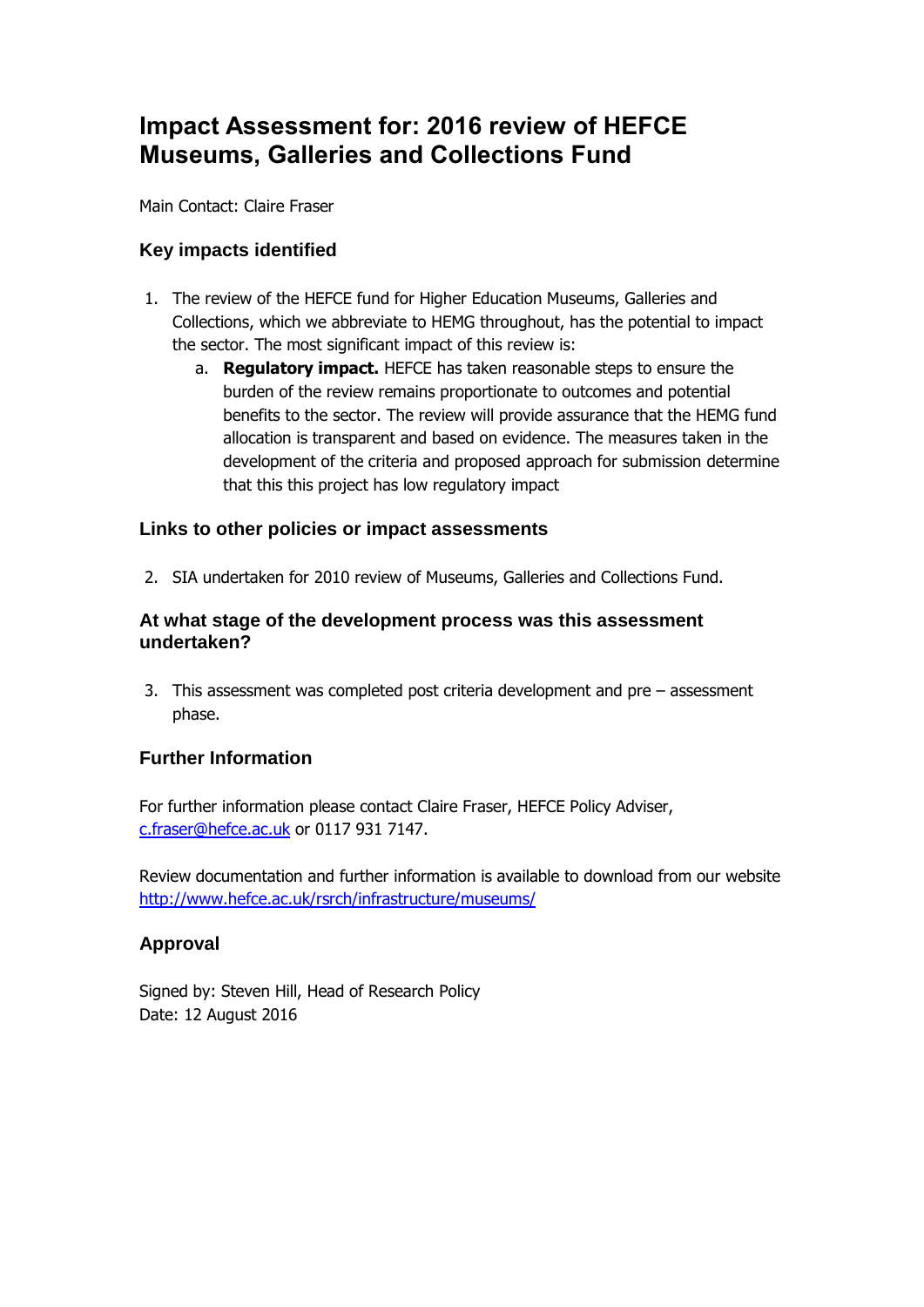# Impact Assessment for: 2016 review of HEFCE Museums, Galleries and Collections Fund

Main Contact: Claire Fraser

## Key impacts identified

1. The review of the HEFCE fund for Higher Education Museums, Galleries and Collections, which we abbreviate to HEMG throughout, has the potential to impact the sector. The most significant impact of this review is:
   a. **Regulatory impact.** HEFCE has taken reasonable steps to ensure the burden of the review remains proportionate to outcomes and potential benefits to the sector. The review will provide assurance that the HEMG fund allocation is transparent and based on evidence. The measures taken in the development of the criteria and proposed approach for submission determine that this this project has low regulatory impact

## Links to other policies or impact assessments

2. SIA undertaken for 2010 review of Museums, Galleries and Collections Fund.

## At what stage of the development process was this assessment undertaken?

3. This assessment was completed post criteria development and pre – assessment phase.

## Further Information

For further information please contact Claire Fraser, HEFCE Policy Adviser, c.fraser@hefce.ac.uk or 0117 931 7147.

Review documentation and further information is available to download from our website http://www.hefce.ac.uk/rsrch/infrastructure/museums/

## Approval

Signed by: Steven Hill, Head of Research Policy
Date: 12 August 2016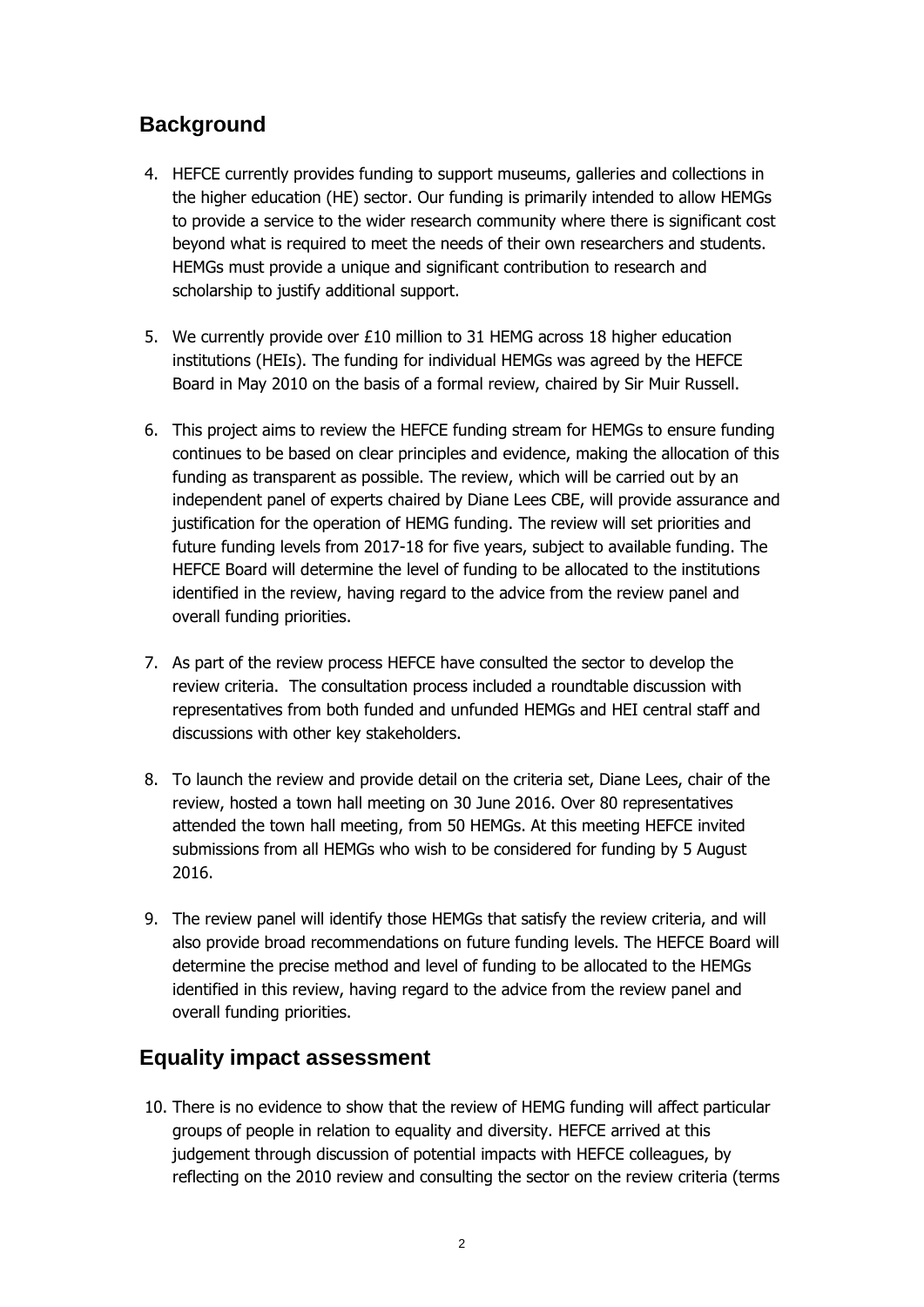## Background

4. HEFCE currently provides funding to support museums, galleries and collections in the higher education (HE) sector. Our funding is primarily intended to allow HEMGs to provide a service to the wider research community where there is significant cost beyond what is required to meet the needs of their own researchers and students. HEMGs must provide a unique and significant contribution to research and scholarship to justify additional support.

5. We currently provide over £10 million to 31 HEMG across 18 higher education institutions (HEIs). The funding for individual HEMGs was agreed by the HEFCE Board in May 2010 on the basis of a formal review, chaired by Sir Muir Russell.

6. This project aims to review the HEFCE funding stream for HEMGs to ensure funding continues to be based on clear principles and evidence, making the allocation of this funding as transparent as possible. The review, which will be carried out by an independent panel of experts chaired by Diane Lees CBE, will provide assurance and justification for the operation of HEMG funding. The review will set priorities and future funding levels from 2017-18 for five years, subject to available funding. The HEFCE Board will determine the level of funding to be allocated to the institutions identified in the review, having regard to the advice from the review panel and overall funding priorities.

7. As part of the review process HEFCE have consulted the sector to develop the review criteria. The consultation process included a roundtable discussion with representatives from both funded and unfunded HEMGs and HEI central staff and discussions with other key stakeholders.

8. To launch the review and provide detail on the criteria set, Diane Lees, chair of the review, hosted a town hall meeting on 30 June 2016. Over 80 representatives attended the town hall meeting, from 50 HEMGs. At this meeting HEFCE invited submissions from all HEMGs who wish to be considered for funding by 5 August 2016.

9. The review panel will identify those HEMGs that satisfy the review criteria, and will also provide broad recommendations on future funding levels. The HEFCE Board will determine the precise method and level of funding to be allocated to the HEMGs identified in this review, having regard to the advice from the review panel and overall funding priorities.

## Equality impact assessment

10. There is no evidence to show that the review of HEMG funding will affect particular groups of people in relation to equality and diversity. HEFCE arrived at this judgement through discussion of potential impacts with HEFCE colleagues, by reflecting on the 2010 review and consulting the sector on the review criteria (terms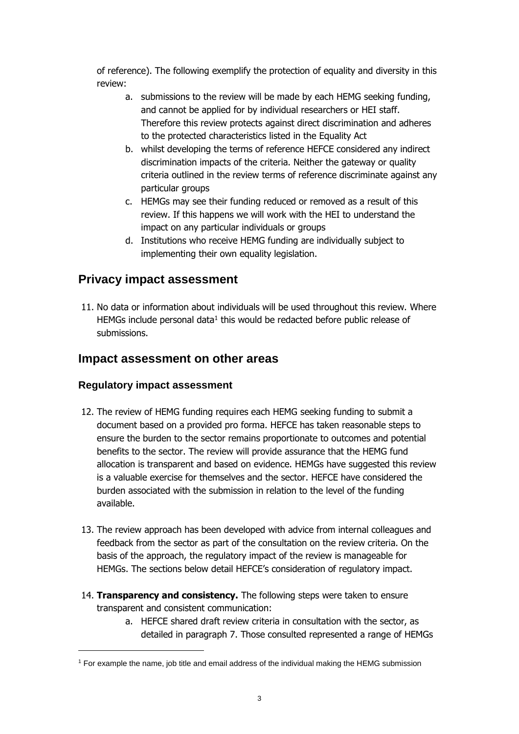of reference). The following exemplify the protection of equality and diversity in this review:

a. submissions to the review will be made by each HEMG seeking funding, and cannot be applied for by individual researchers or HEI staff. Therefore this review protects against direct discrimination and adheres to the protected characteristics listed in the Equality Act
b. whilst developing the terms of reference HEFCE considered any indirect discrimination impacts of the criteria. Neither the gateway or quality criteria outlined in the review terms of reference discriminate against any particular groups
c. HEMGs may see their funding reduced or removed as a result of this review. If this happens we will work with the HEI to understand the impact on any particular individuals or groups
d. Institutions who receive HEMG funding are individually subject to implementing their own equality legislation.

## Privacy impact assessment

11. No data or information about individuals will be used throughout this review. Where HEMGs include personal data[1] this would be redacted before public release of submissions.

## Impact assessment on other areas

### Regulatory impact assessment

12. The review of HEMG funding requires each HEMG seeking funding to submit a document based on a provided pro forma. HEFCE has taken reasonable steps to ensure the burden to the sector remains proportionate to outcomes and potential benefits to the sector. The review will provide assurance that the HEMG fund allocation is transparent and based on evidence. HEMGs have suggested this review is a valuable exercise for themselves and the sector. HEFCE have considered the burden associated with the submission in relation to the level of the funding available.

13. The review approach has been developed with advice from internal colleagues and feedback from the sector as part of the consultation on the review criteria. On the basis of the approach, the regulatory impact of the review is manageable for HEMGs. The sections below detail HEFCE's consideration of regulatory impact.

14. **Transparency and consistency.** The following steps were taken to ensure transparent and consistent communication:

    a. HEFCE shared draft review criteria in consultation with the sector, as detailed in paragraph 7. Those consulted represented a range of HEMGs

[1] For example the name, job title and email address of the individual making the HEMG submission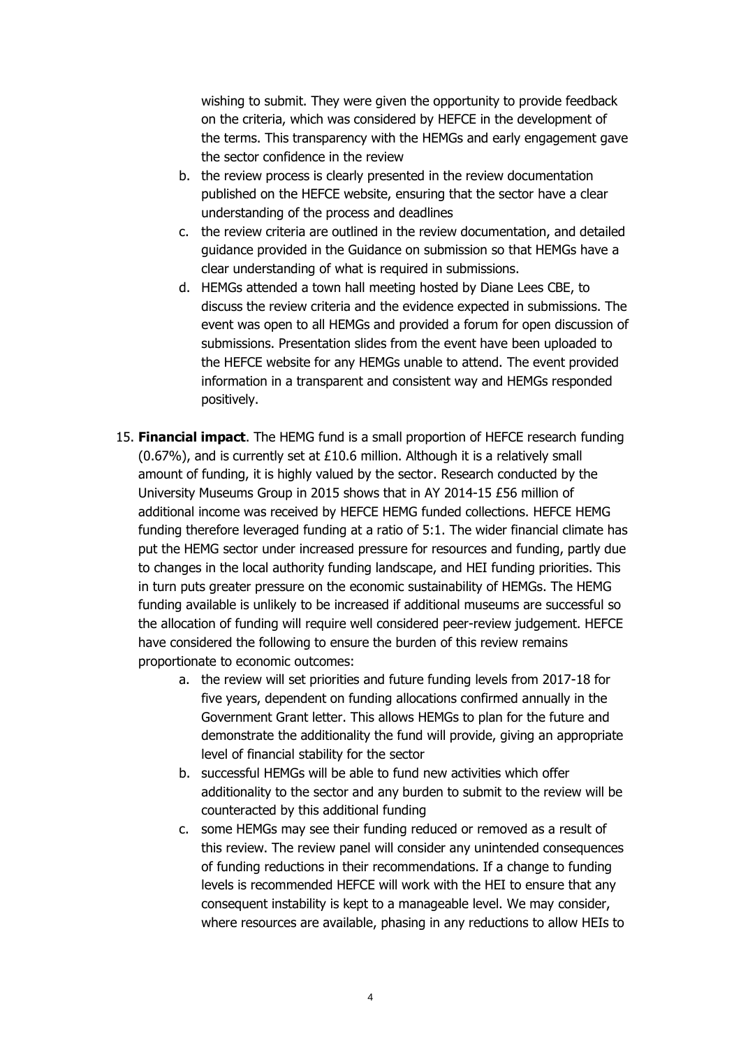wishing to submit. They were given the opportunity to provide feedback on the criteria, which was considered by HEFCE in the development of the terms. This transparency with the HEMGs and early engagement gave the sector confidence in the review

b. the review process is clearly presented in the review documentation published on the HEFCE website, ensuring that the sector have a clear understanding of the process and deadlines

c. the review criteria are outlined in the review documentation, and detailed guidance provided in the Guidance on submission so that HEMGs have a clear understanding of what is required in submissions.

d. HEMGs attended a town hall meeting hosted by Diane Lees CBE, to discuss the review criteria and the evidence expected in submissions. The event was open to all HEMGs and provided a forum for open discussion of submissions. Presentation slides from the event have been uploaded to the HEFCE website for any HEMGs unable to attend. The event provided information in a transparent and consistent way and HEMGs responded positively.

15. **Financial impact**. The HEMG fund is a small proportion of HEFCE research funding (0.67%), and is currently set at £10.6 million. Although it is a relatively small amount of funding, it is highly valued by the sector. Research conducted by the University Museums Group in 2015 shows that in AY 2014-15 £56 million of additional income was received by HEFCE HEMG funded collections. HEFCE HEMG funding therefore leveraged funding at a ratio of 5:1. The wider financial climate has put the HEMG sector under increased pressure for resources and funding, partly due to changes in the local authority funding landscape, and HEI funding priorities. This in turn puts greater pressure on the economic sustainability of HEMGs. The HEMG funding available is unlikely to be increased if additional museums are successful so the allocation of funding will require well considered peer-review judgement. HEFCE have considered the following to ensure the burden of this review remains proportionate to economic outcomes:

   a. the review will set priorities and future funding levels from 2017-18 for five years, dependent on funding allocations confirmed annually in the Government Grant letter. This allows HEMGs to plan for the future and demonstrate the additionality the fund will provide, giving an appropriate level of financial stability for the sector

   b. successful HEMGs will be able to fund new activities which offer additionality to the sector and any burden to submit to the review will be counteracted by this additional funding

   c. some HEMGs may see their funding reduced or removed as a result of this review. The review panel will consider any unintended consequences of funding reductions in their recommendations. If a change to funding levels is recommended HEFCE will work with the HEI to ensure that any consequent instability is kept to a manageable level. We may consider, where resources are available, phasing in any reductions to allow HEIs to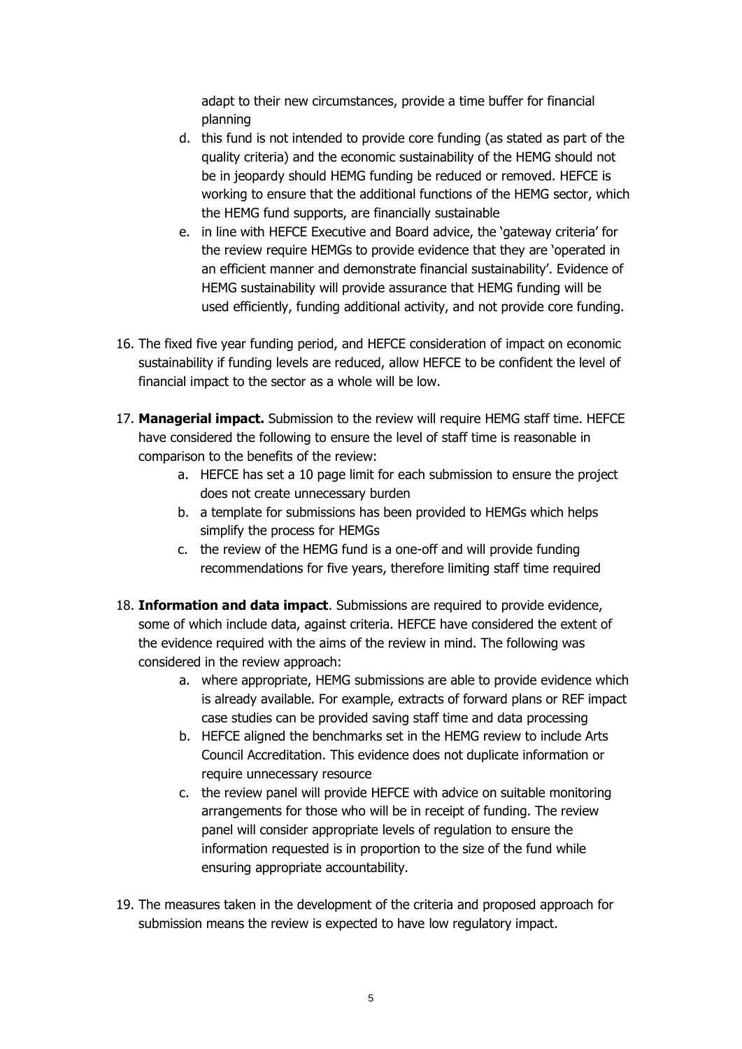adapt to their new circumstances, provide a time buffer for financial planning

d. this fund is not intended to provide core funding (as stated as part of the quality criteria) and the economic sustainability of the HEMG should not be in jeopardy should HEMG funding be reduced or removed. HEFCE is working to ensure that the additional functions of the HEMG sector, which the HEMG fund supports, are financially sustainable

e. in line with HEFCE Executive and Board advice, the 'gateway criteria' for the review require HEMGs to provide evidence that they are 'operated in an efficient manner and demonstrate financial sustainability'. Evidence of HEMG sustainability will provide assurance that HEMG funding will be used efficiently, funding additional activity, and not provide core funding.

16. The fixed five year funding period, and HEFCE consideration of impact on economic sustainability if funding levels are reduced, allow HEFCE to be confident the level of financial impact to the sector as a whole will be low.

17. **Managerial impact.** Submission to the review will require HEMG staff time. HEFCE have considered the following to ensure the level of staff time is reasonable in comparison to the benefits of the review:
    a. HEFCE has set a 10 page limit for each submission to ensure the project does not create unnecessary burden
    b. a template for submissions has been provided to HEMGs which helps simplify the process for HEMGs
    c. the review of the HEMG fund is a one-off and will provide funding recommendations for five years, therefore limiting staff time required

18. **Information and data impact**. Submissions are required to provide evidence, some of which include data, against criteria. HEFCE have considered the extent of the evidence required with the aims of the review in mind. The following was considered in the review approach:
    a. where appropriate, HEMG submissions are able to provide evidence which is already available. For example, extracts of forward plans or REF impact case studies can be provided saving staff time and data processing
    b. HEFCE aligned the benchmarks set in the HEMG review to include Arts Council Accreditation. This evidence does not duplicate information or require unnecessary resource
    c. the review panel will provide HEFCE with advice on suitable monitoring arrangements for those who will be in receipt of funding. The review panel will consider appropriate levels of regulation to ensure the information requested is in proportion to the size of the fund while ensuring appropriate accountability.

19. The measures taken in the development of the criteria and proposed approach for submission means the review is expected to have low regulatory impact.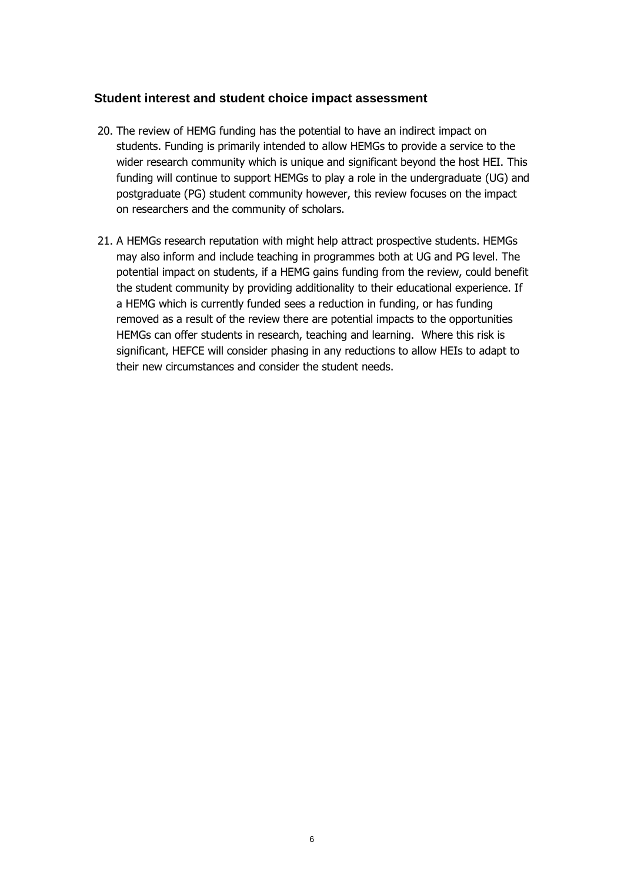## Student interest and student choice impact assessment

20. The review of HEMG funding has the potential to have an indirect impact on students. Funding is primarily intended to allow HEMGs to provide a service to the wider research community which is unique and significant beyond the host HEI. This funding will continue to support HEMGs to play a role in the undergraduate (UG) and postgraduate (PG) student community however, this review focuses on the impact on researchers and the community of scholars.

21. A HEMGs research reputation with might help attract prospective students. HEMGs may also inform and include teaching in programmes both at UG and PG level. The potential impact on students, if a HEMG gains funding from the review, could benefit the student community by providing additionality to their educational experience. If a HEMG which is currently funded sees a reduction in funding, or has funding removed as a result of the review there are potential impacts to the opportunities HEMGs can offer students in research, teaching and learning. Where this risk is significant, HEFCE will consider phasing in any reductions to allow HEIs to adapt to their new circumstances and consider the student needs.